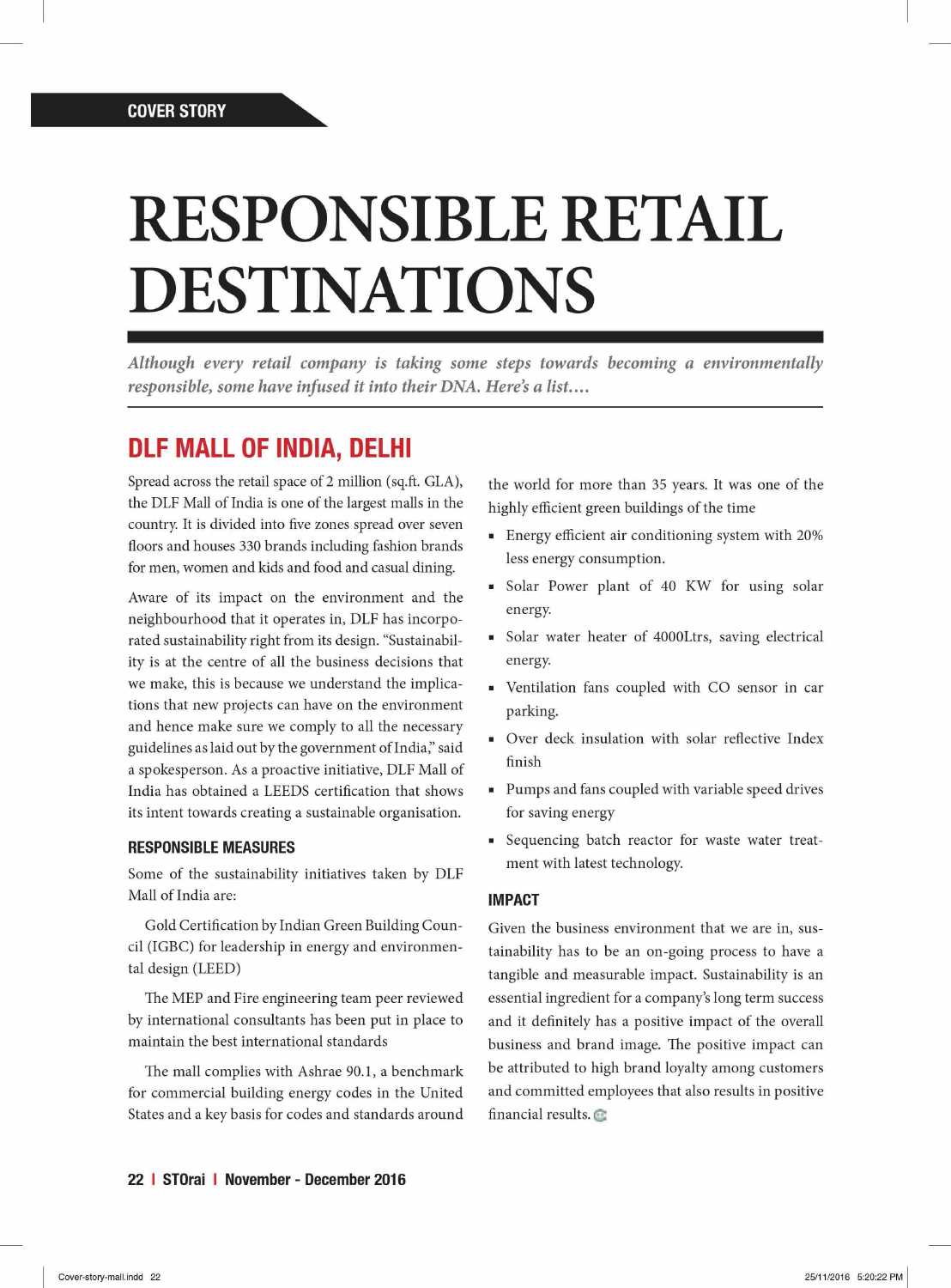COVER STORY

# RESPONSIBLE RETAIL DESTINATIONS

*Although every retail company is taking some steps towards becoming a environmentally responsible, some have infused it into their DNA. Here's a list....*

## DLF MALL OF INDIA, DELHI

Spread across the retail space of 2 million (sq.ft. GLA), the DLF Mall of India is one of the largest malls in the country. It is divided into five zones spread over seven floors and houses 330 brands including fashion brands for men, women and kids and food and casual dining.

Aware of its impact on the environment and the neighbourhood that it operates in, DLF has incorporated sustainability right from its design. "Sustainability is at the centre of all the business decisions that we make, this is because we understand the implications that new projects can have on the environment and hence make sure we comply to all the necessary guidelines as laid out by the government of India," said a spokesperson. As a proactive initiative, DLF Mall of India has obtained a LEEDS certification that shows its intent towards creating a sustainable organisation.

### RESPONSIBLE MEASURES

Some of the sustainability initiatives taken by DLF Mall of India are:

Gold Certification by Indian Green Building Council (IGBC) for leadership in energy and environmental design (LEED)

The MEP and Fire engineering team peer reviewed by international consultants has been put in place to maintain the best international standards

The mall complies with Ashrae 90.1, a benchmark for commercial building energy codes in the United States and a key basis for codes and standards around the world for more than 35 years. It was one of the highly efficient green buildings of the time

- Energy efficient air conditioning system with 20% less energy consumption.
- Solar Power plant of 40 KW for using solar energy.
- Solar water heater of 4000Ltrs, saving electrical energy.
- Ventilation fans coupled with CO sensor in car parking.
- Over deck insulation with solar reflective Index finish
- Pumps and fans coupled with variable speed drives for saving energy
- Sequencing batch reactor for waste water treatment with latest technology.

### IMPACT

Given the business environment that we are in, sustainability has to be an on-going process to have a tangible and measurable impact. Sustainability is an essential ingredient for a company's long term success and it definitely has a positive impact of the overall business and brand image. The positive impact can be attributed to high brand loyalty among customers and committed employees that also results in positive financial results.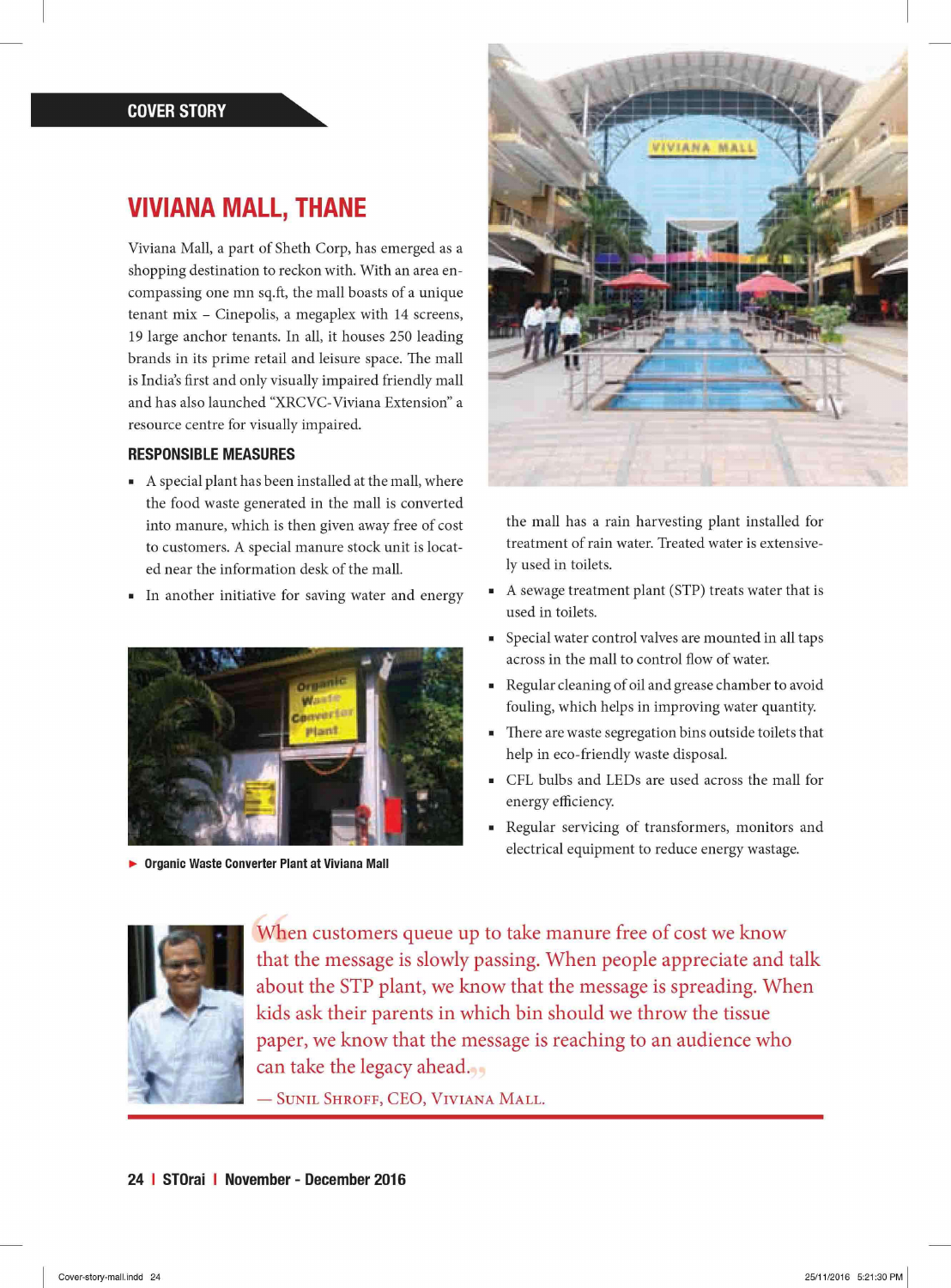COVER STORY

## VIVIANA MALL, THANE

Viviana Mall, a part of Sheth Corp, has emerged as a shopping destination to reckon with. With an area encompassing one mn sq.ft, the mall boasts of a unique tenant mix – Cinepolis, a megaplex with 14 screens, 19 large anchor tenants. In all, it houses 250 leading brands in its prime retail and leisure space. The mall is India's first and only visually impaired friendly mall and has also launched "XRCVC-Viviana Extension" a resource centre for visually impaired.

### RESPONSIBLE MEASURES

- A special plant has been installed at the mall, where the food waste generated in the mall is converted into manure, which is then given away free of cost to customers. A special manure stock unit is located near the information desk of the mall.
- In another initiative for saving water and energy the mall has a rain harvesting plant installed for treatment of rain water. Treated water is extensively used in toilets.
- A sewage treatment plant (STP) treats water that is used in toilets.
- Special water control valves are mounted in all taps across in the mall to control flow of water.
- Regular cleaning of oil and grease chamber to avoid fouling, which helps in improving water quantity.
- There are waste segregation bins outside toilets that help in eco-friendly waste disposal.
- CFL bulbs and LEDs are used across the mall for energy efficiency.
- Regular servicing of transformers, monitors and electrical equipment to reduce energy wastage.

► **Organic Waste Converter Plant at Viviana Mall**

> "When customers queue up to take manure free of cost we know that the message is slowly passing. When people appreciate and talk about the STP plant, we know that the message is spreading. When kids ask their parents in which bin should we throw the tissue paper, we know that the message is reaching to an audience who can take the legacy ahead."
>
> — SUNIL SHROFF, CEO, VIVIANA MALL.